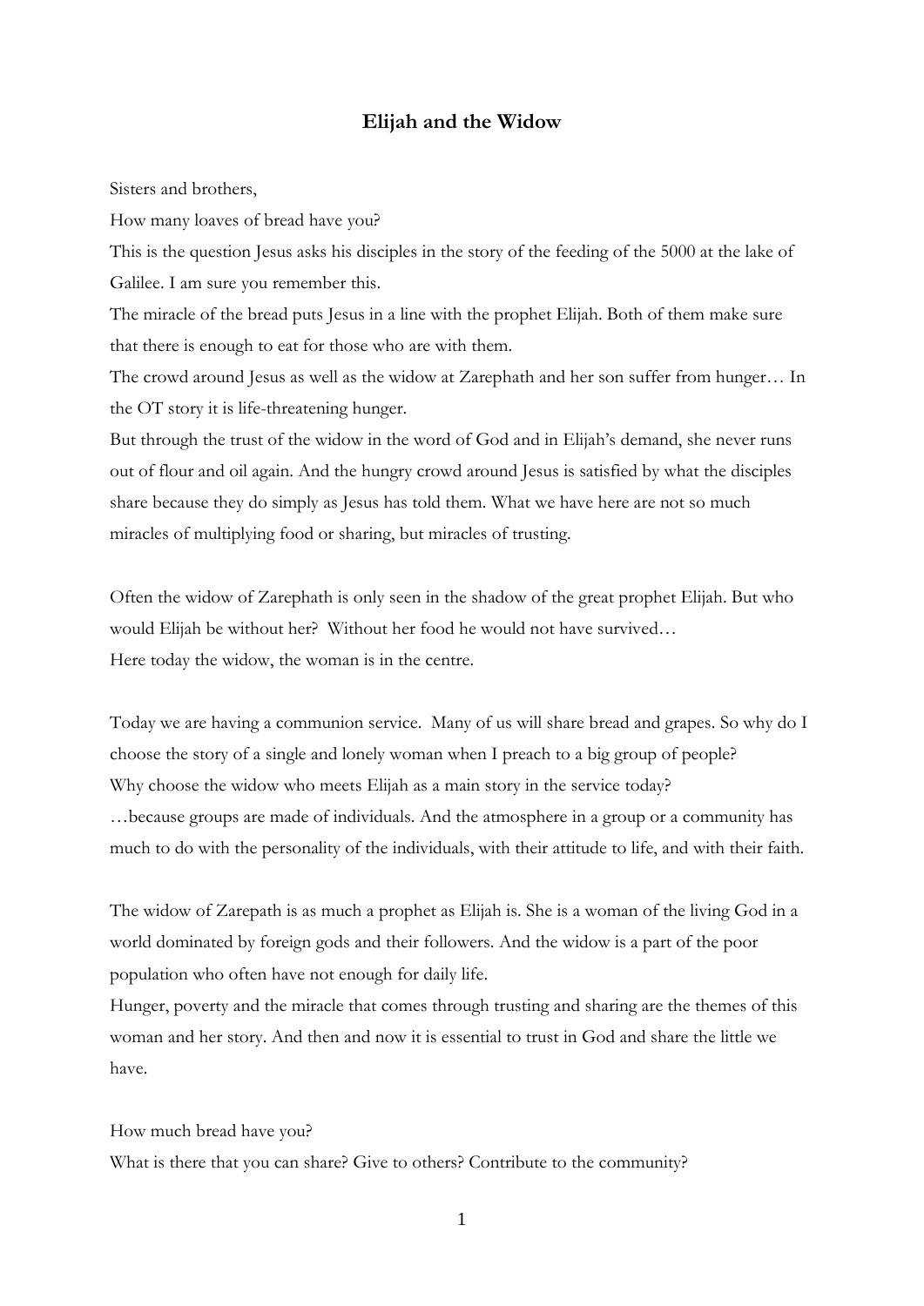# Elijah and the Widow

Sisters and brothers,

How many loaves of bread have you?

This is the question Jesus asks his disciples in the story of the feeding of the 5000 at the lake of Galilee. I am sure you remember this.

The miracle of the bread puts Jesus in a line with the prophet Elijah. Both of them make sure that there is enough to eat for those who are with them.

The crowd around Jesus as well as the widow at Zarephath and her son suffer from hunger… In the OT story it is life-threatening hunger.

But through the trust of the widow in the word of God and in Elijah's demand, she never runs out of flour and oil again. And the hungry crowd around Jesus is satisfied by what the disciples share because they do simply as Jesus has told them. What we have here are not so much miracles of multiplying food or sharing, but miracles of trusting.

Often the widow of Zarephath is only seen in the shadow of the great prophet Elijah. But who would Elijah be without her? Without her food he would not have survived…

Here today the widow, the woman is in the centre.

Today we are having a communion service. Many of us will share bread and grapes. So why do I choose the story of a single and lonely woman when I preach to a big group of people?

Why choose the widow who meets Elijah as a main story in the service today?

…because groups are made of individuals. And the atmosphere in a group or a community has much to do with the personality of the individuals, with their attitude to life, and with their faith.

The widow of Zarepath is as much a prophet as Elijah is. She is a woman of the living God in a world dominated by foreign gods and their followers. And the widow is a part of the poor population who often have not enough for daily life.

Hunger, poverty and the miracle that comes through trusting and sharing are the themes of this woman and her story. And then and now it is essential to trust in God and share the little we have.

How much bread have you?

What is there that you can share? Give to others? Contribute to the community?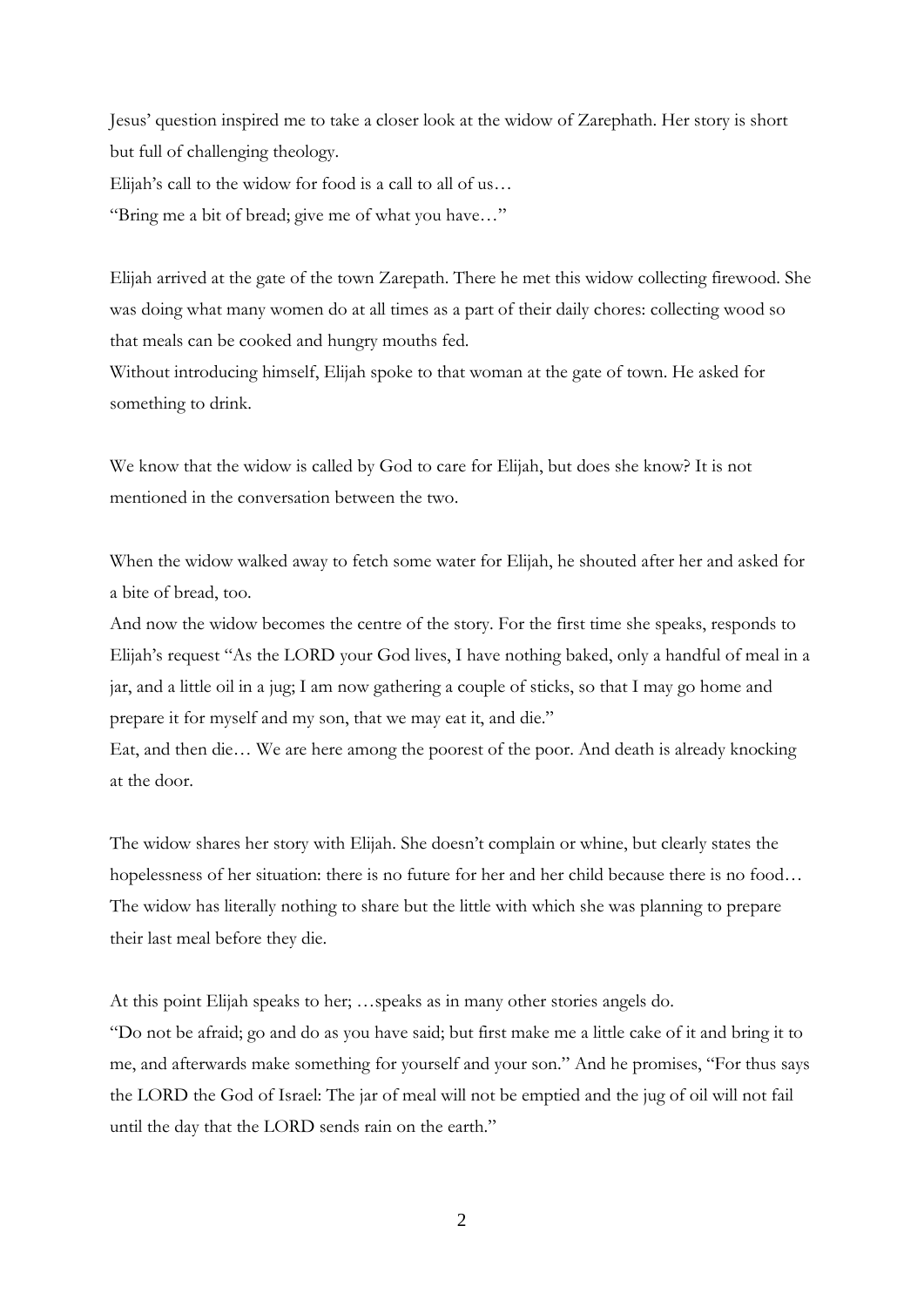Jesus' question inspired me to take a closer look at the widow of Zarephath. Her story is short but full of challenging theology.

Elijah's call to the widow for food is a call to all of us…

"Bring me a bit of bread; give me of what you have…"

Elijah arrived at the gate of the town Zarepath. There he met this widow collecting firewood. She was doing what many women do at all times as a part of their daily chores: collecting wood so that meals can be cooked and hungry mouths fed.

Without introducing himself, Elijah spoke to that woman at the gate of town. He asked for something to drink.

We know that the widow is called by God to care for Elijah, but does she know? It is not mentioned in the conversation between the two.

When the widow walked away to fetch some water for Elijah, he shouted after her and asked for a bite of bread, too.

And now the widow becomes the centre of the story. For the first time she speaks, responds to Elijah's request "As the LORD your God lives, I have nothing baked, only a handful of meal in a jar, and a little oil in a jug; I am now gathering a couple of sticks, so that I may go home and prepare it for myself and my son, that we may eat it, and die."

Eat, and then die… We are here among the poorest of the poor. And death is already knocking at the door.

The widow shares her story with Elijah. She doesn't complain or whine, but clearly states the hopelessness of her situation: there is no future for her and her child because there is no food… The widow has literally nothing to share but the little with which she was planning to prepare their last meal before they die.

At this point Elijah speaks to her; …speaks as in many other stories angels do.

"Do not be afraid; go and do as you have said; but first make me a little cake of it and bring it to me, and afterwards make something for yourself and your son." And he promises, "For thus says the LORD the God of Israel: The jar of meal will not be emptied and the jug of oil will not fail until the day that the LORD sends rain on the earth."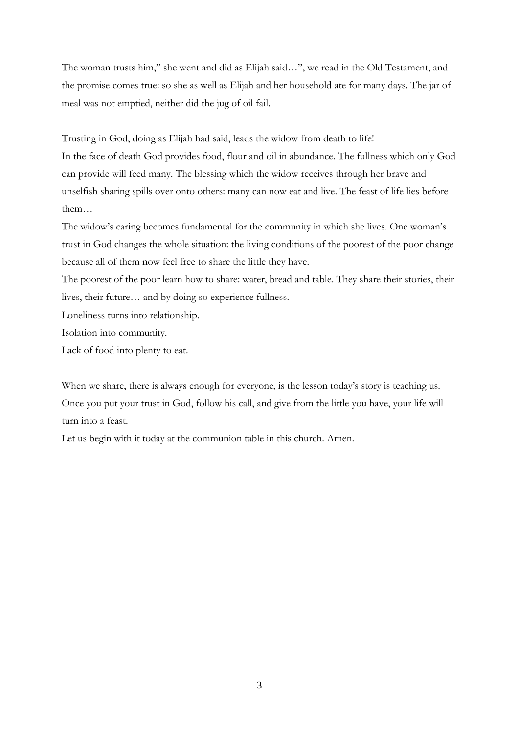The woman trusts him," she went and did as Elijah said…", we read in the Old Testament, and the promise comes true: so she as well as Elijah and her household ate for many days. The jar of meal was not emptied, neither did the jug of oil fail.

Trusting in God, doing as Elijah had said, leads the widow from death to life!
In the face of death God provides food, flour and oil in abundance. The fullness which only God can provide will feed many. The blessing which the widow receives through her brave and unselfish sharing spills over onto others: many can now eat and live. The feast of life lies before them…
The widow's caring becomes fundamental for the community in which she lives. One woman's trust in God changes the whole situation: the living conditions of the poorest of the poor change because all of them now feel free to share the little they have.
The poorest of the poor learn how to share: water, bread and table. They share their stories, their lives, their future… and by doing so experience fullness.
Loneliness turns into relationship.
Isolation into community.
Lack of food into plenty to eat.

When we share, there is always enough for everyone, is the lesson today's story is teaching us. Once you put your trust in God, follow his call, and give from the little you have, your life will turn into a feast.
Let us begin with it today at the communion table in this church. Amen.